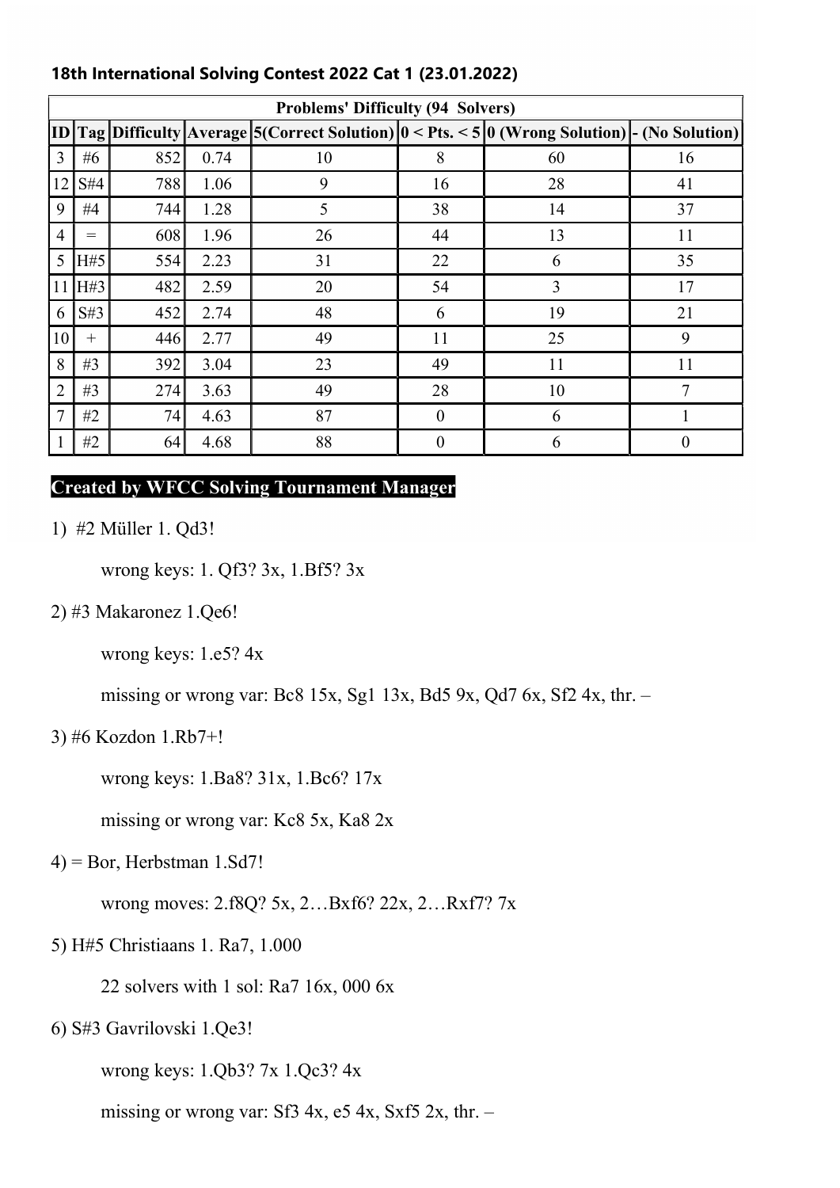**18th International Solving Contest 2022 Cat 1 (23.01.2022)**

| Problems' Difficulty (94 Solvers) | | | | | | | |
|---|---|---|---|---|---|---|---|
| ID | Tag | Difficulty | Average | 5(Correct Solution) | 0 < Pts. < 5 | 0 (Wrong Solution) | - (No Solution) |
| 3 | #6 | 852 | 0.74 | 10 | 8 | 60 | 16 |
| 12 | S#4 | 788 | 1.06 | 9 | 16 | 28 | 41 |
| 9 | #4 | 744 | 1.28 | 5 | 38 | 14 | 37 |
| 4 | = | 608 | 1.96 | 26 | 44 | 13 | 11 |
| 5 | H#5 | 554 | 2.23 | 31 | 22 | 6 | 35 |
| 11 | H#3 | 482 | 2.59 | 20 | 54 | 3 | 17 |
| 6 | S#3 | 452 | 2.74 | 48 | 6 | 19 | 21 |
| 10 | + | 446 | 2.77 | 49 | 11 | 25 | 9 |
| 8 | #3 | 392 | 3.04 | 23 | 49 | 11 | 11 |
| 2 | #3 | 274 | 3.63 | 49 | 28 | 10 | 7 |
| 7 | #2 | 74 | 4.63 | 87 | 0 | 6 | 1 |
| 1 | #2 | 64 | 4.68 | 88 | 0 | 6 | 0 |

**Created by WFCC Solving Tournament Manager**

1) #2 Müller 1. Qd3!

   wrong keys: 1. Qf3? 3x, 1.Bf5? 3x

2) #3 Makaronez 1.Qe6!

   wrong keys: 1.e5? 4x

   missing or wrong var: Bc8 15x, Sg1 13x, Bd5 9x, Qd7 6x, Sf2 4x, thr. –

3) #6 Kozdon 1.Rb7+!

   wrong keys: 1.Ba8? 31x, 1.Bc6? 17x

   missing or wrong var: Kc8 5x, Ka8 2x

4) = Bor, Herbstman 1.Sd7!

   wrong moves: 2.f8Q? 5x, 2…Bxf6? 22x, 2…Rxf7? 7x

5) H#5 Christiaans 1. Ra7, 1.000

   22 solvers with 1 sol: Ra7 16x, 000 6x

6) S#3 Gavrilovski 1.Qe3!

   wrong keys: 1.Qb3? 7x 1.Qc3? 4x

   missing or wrong var: Sf3 4x, e5 4x, Sxf5 2x, thr. –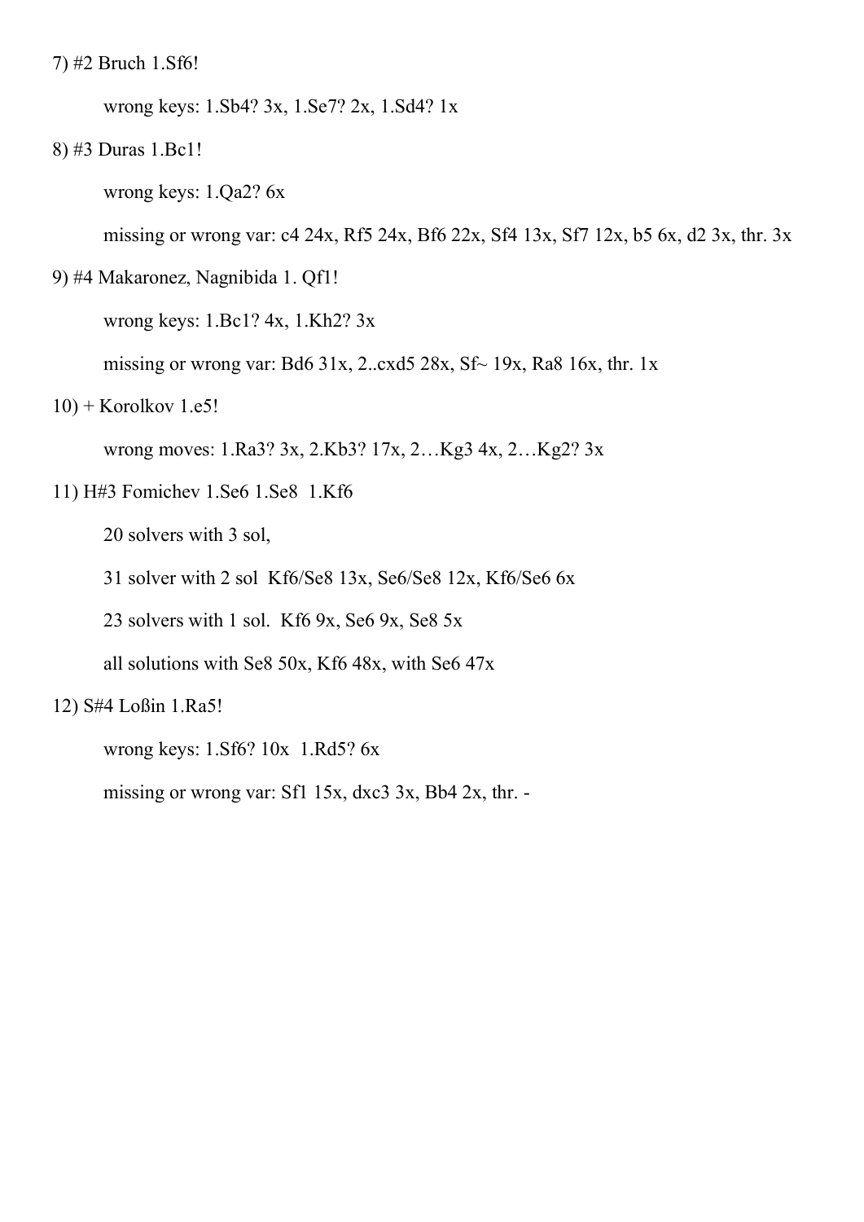7) #2 Bruch 1.Sf6!

  wrong keys: 1.Sb4? 3x, 1.Se7? 2x, 1.Sd4? 1x

8) #3 Duras 1.Bc1!

  wrong keys: 1.Qa2? 6x

  missing or wrong var: c4 24x, Rf5 24x, Bf6 22x, Sf4 13x, Sf7 12x, b5 6x, d2 3x, thr. 3x

9) #4 Makaronez, Nagnibida 1. Qf1!

  wrong keys: 1.Bc1? 4x, 1.Kh2? 3x

  missing or wrong var: Bd6 31x, 2..cxd5 28x, Sf~ 19x, Ra8 16x, thr. 1x

10) + Korolkov 1.e5!

  wrong moves: 1.Ra3? 3x, 2.Kb3? 17x, 2…Kg3 4x, 2…Kg2? 3x

11) H#3 Fomichev 1.Se6 1.Se8  1.Kf6

  20 solvers with 3 sol,

  31 solver with 2 sol  Kf6/Se8 13x, Se6/Se8 12x, Kf6/Se6 6x

  23 solvers with 1 sol.  Kf6 9x, Se6 9x, Se8 5x

  all solutions with Se8 50x, Kf6 48x, with Se6 47x

12) S#4 Loßin 1.Ra5!

  wrong keys: 1.Sf6? 10x  1.Rd5? 6x

  missing or wrong var: Sf1 15x, dxc3 3x, Bb4 2x, thr. -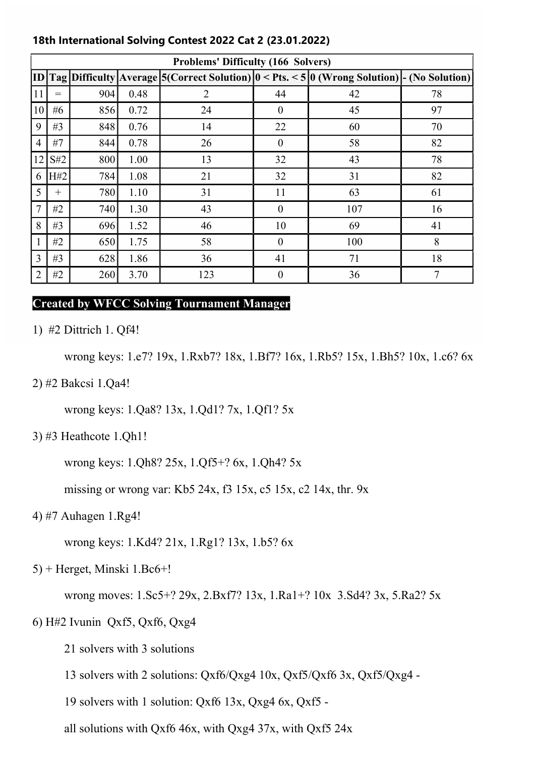**18th International Solving Contest 2022 Cat 2 (23.01.2022)**

| Problems' Difficulty (166 Solvers) | | | | | | | |
|---|---|---|---|---|---|---|---|
| ID | Tag | Difficulty | Average | 5(Correct Solution) | 0 < Pts. < 5 | 0 (Wrong Solution) | - (No Solution) |
| 11 | = | 904 | 0.48 | 2 | 44 | 42 | 78 |
| 10 | #6 | 856 | 0.72 | 24 | 0 | 45 | 97 |
| 9 | #3 | 848 | 0.76 | 14 | 22 | 60 | 70 |
| 4 | #7 | 844 | 0.78 | 26 | 0 | 58 | 82 |
| 12 | S#2 | 800 | 1.00 | 13 | 32 | 43 | 78 |
| 6 | H#2 | 784 | 1.08 | 21 | 32 | 31 | 82 |
| 5 | + | 780 | 1.10 | 31 | 11 | 63 | 61 |
| 7 | #2 | 740 | 1.30 | 43 | 0 | 107 | 16 |
| 8 | #3 | 696 | 1.52 | 46 | 10 | 69 | 41 |
| 1 | #2 | 650 | 1.75 | 58 | 0 | 100 | 8 |
| 3 | #3 | 628 | 1.86 | 36 | 41 | 71 | 18 |
| 2 | #2 | 260 | 3.70 | 123 | 0 | 36 | 7 |

**Created by WFCC Solving Tournament Manager**

1) #2 Dittrich 1. Qf4!

   wrong keys: 1.e7? 19x, 1.Rxb7? 18x, 1.Bf7? 16x, 1.Rb5? 15x, 1.Bh5? 10x, 1.c6? 6x

2) #2 Bakcsi 1.Qa4!

   wrong keys: 1.Qa8? 13x, 1.Qd1? 7x, 1.Qf1? 5x

3) #3 Heathcote 1.Qh1!

   wrong keys: 1.Qh8? 25x, 1.Qf5+? 6x, 1.Qh4? 5x

   missing or wrong var: Kb5 24x, f3 15x, c5 15x, c2 14x, thr. 9x

4) #7 Auhagen 1.Rg4!

   wrong keys: 1.Kd4? 21x, 1.Rg1? 13x, 1.b5? 6x

5) + Herget, Minski 1.Bc6+!

   wrong moves: 1.Sc5+? 29x, 2.Bxf7? 13x, 1.Ra1+? 10x 3.Sd4? 3x, 5.Ra2? 5x

6) H#2 Ivunin Qxf5, Qxf6, Qxg4

   21 solvers with 3 solutions

   13 solvers with 2 solutions: Qxf6/Qxg4 10x, Qxf5/Qxf6 3x, Qxf5/Qxg4 -

   19 solvers with 1 solution: Qxf6 13x, Qxg4 6x, Qxf5 -

   all solutions with Qxf6 46x, with Qxg4 37x, with Qxf5 24x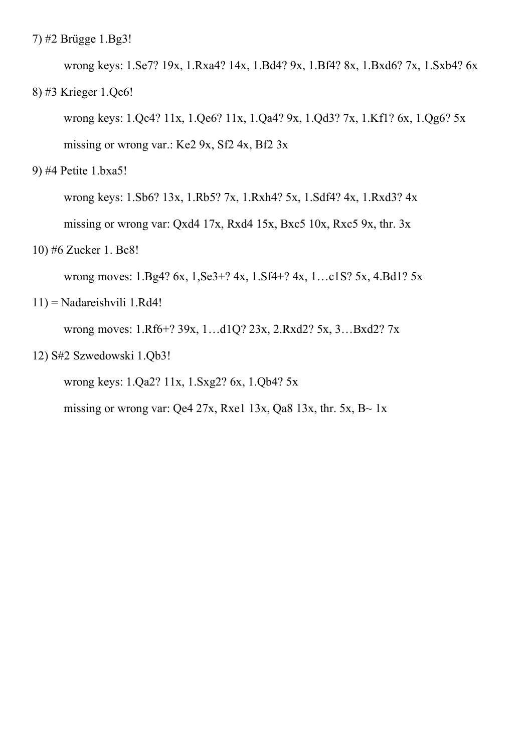7) #2 Brügge 1.Bg3!

wrong keys: 1.Se7? 19x, 1.Rxa4? 14x, 1.Bd4? 9x, 1.Bf4? 8x, 1.Bxd6? 7x, 1.Sxb4? 6x

8) #3 Krieger 1.Qc6!

wrong keys: 1.Qc4? 11x, 1.Qe6? 11x, 1.Qa4? 9x, 1.Qd3? 7x, 1.Kf1? 6x, 1.Qg6? 5x

missing or wrong var.: Ke2 9x, Sf2 4x, Bf2 3x

9) #4 Petite 1.bxa5!

wrong keys: 1.Sb6? 13x, 1.Rb5? 7x, 1.Rxh4? 5x, 1.Sdf4? 4x, 1.Rxd3? 4x

missing or wrong var: Qxd4 17x, Rxd4 15x, Bxc5 10x, Rxc5 9x, thr. 3x

10) #6 Zucker 1. Bc8!

wrong moves: 1.Bg4? 6x, 1,Se3+? 4x, 1.Sf4+? 4x, 1…c1S? 5x, 4.Bd1? 5x

11) = Nadareishvili 1.Rd4!

wrong moves: 1.Rf6+? 39x, 1…d1Q? 23x, 2.Rxd2? 5x, 3…Bxd2? 7x

12) S#2 Szwedowski 1.Qb3!

wrong keys: 1.Qa2? 11x, 1.Sxg2? 6x, 1.Qb4? 5x

missing or wrong var: Qe4 27x, Rxe1 13x, Qa8 13x, thr. 5x, B~ 1x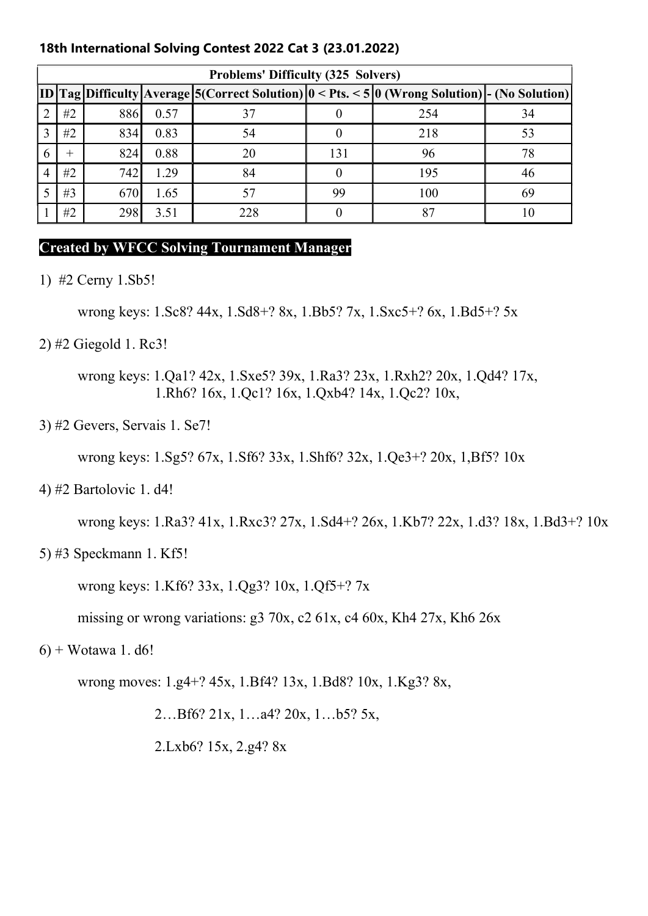**18th International Solving Contest 2022 Cat 3 (23.01.2022)**

| Problems' Difficulty (325 Solvers) | | | | | | | |
|---|---|---|---|---|---|---|---|
| ID | Tag | Difficulty | Average | 5(Correct Solution) | 0 < Pts. < 5 | 0 (Wrong Solution) | - (No Solution) |
| 2 | #2 | 886 | 0.57 | 37 | 0 | 254 | 34 |
| 3 | #2 | 834 | 0.83 | 54 | 0 | 218 | 53 |
| 6 | + | 824 | 0.88 | 20 | 131 | 96 | 78 |
| 4 | #2 | 742 | 1.29 | 84 | 0 | 195 | 46 |
| 5 | #3 | 670 | 1.65 | 57 | 99 | 100 | 69 |
| 1 | #2 | 298 | 3.51 | 228 | 0 | 87 | 10 |

**Created by WFCC Solving Tournament Manager**

1) #2 Cerny 1.Sb5!

wrong keys: 1.Sc8? 44x, 1.Sd8+? 8x, 1.Bb5? 7x, 1.Sxc5+? 6x, 1.Bd5+? 5x

2) #2 Giegold 1. Rc3!

wrong keys: 1.Qa1? 42x, 1.Sxe5? 39x, 1.Ra3? 23x, 1.Rxh2? 20x, 1.Qd4? 17x, 1.Rh6? 16x, 1.Qc1? 16x, 1.Qxb4? 14x, 1.Qc2? 10x,

3) #2 Gevers, Servais 1. Se7!

wrong keys: 1.Sg5? 67x, 1.Sf6? 33x, 1.Shf6? 32x, 1.Qe3+? 20x, 1,Bf5? 10x

4) #2 Bartolovic 1. d4!

wrong keys: 1.Ra3? 41x, 1.Rxc3? 27x, 1.Sd4+? 26x, 1.Kb7? 22x, 1.d3? 18x, 1.Bd3+? 10x

5) #3 Speckmann 1. Kf5!

wrong keys: 1.Kf6? 33x, 1.Qg3? 10x, 1.Qf5+? 7x

missing or wrong variations: g3 70x, c2 61x, c4 60x, Kh4 27x, Kh6 26x

6) + Wotawa 1. d6!

wrong moves: 1.g4+? 45x, 1.Bf4? 13x, 1.Bd8? 10x, 1.Kg3? 8x,

2…Bf6? 21x, 1…a4? 20x, 1…b5? 5x,

2.Lxb6? 15x, 2.g4? 8x